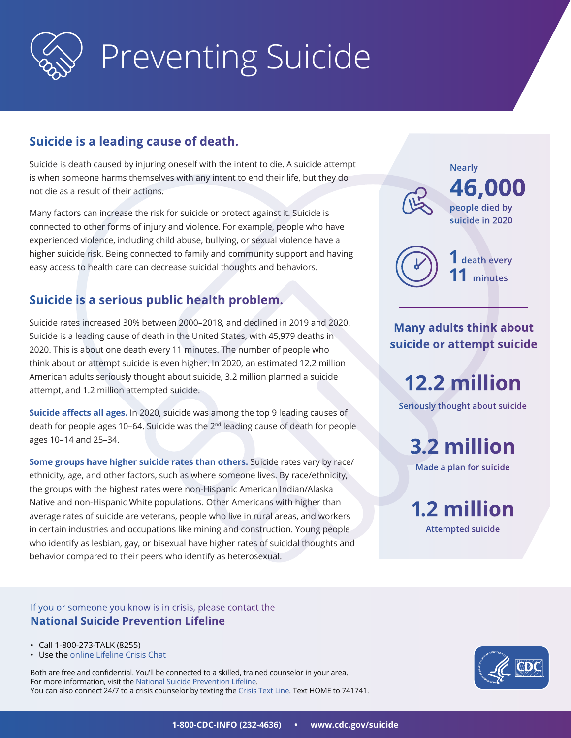# Preventing Suicide

## Suicide is a leading cause of death.

Suicide is death caused by injuring oneself with the intent to die. A suicide attempt is when someone harms themselves with any intent to end their life, but they do not die as a result of their actions.

Many factors can increase the risk for suicide or protect against it. Suicide is connected to other forms of injury and violence. For example, people who have experienced violence, including child abuse, bullying, or sexual violence have a higher suicide risk. Being connected to family and community support and having easy access to health care can decrease suicidal thoughts and behaviors.

## Suicide is a serious public health problem.

Suicide rates increased 30% between 2000–2018, and declined in 2019 and 2020. Suicide is a leading cause of death in the United States, with 45,979 deaths in 2020. This is about one death every 11 minutes. The number of people who think about or attempt suicide is even higher. In 2020, an estimated 12.2 million American adults seriously thought about suicide, 3.2 million planned a suicide attempt, and 1.2 million attempted suicide.

**Suicide affects all ages.** In 2020, suicide was among the top 9 leading causes of death for people ages 10–64. Suicide was the 2nd leading cause of death for people ages 10–14 and 25–34.

**Some groups have higher suicide rates than others.** Suicide rates vary by race/ethnicity, age, and other factors, such as where someone lives. By race/ethnicity, the groups with the highest rates were non-Hispanic American Indian/Alaska Native and non-Hispanic White populations. Other Americans with higher than average rates of suicide are veterans, people who live in rural areas, and workers in certain industries and occupations like mining and construction. Young people who identify as lesbian, gay, or bisexual have higher rates of suicidal thoughts and behavior compared to their peers who identify as heterosexual.

Nearly **46,000** people died by suicide in 2020

**1** death every **11** minutes

**Many adults think about suicide or attempt suicide**

**12.2 million**
Seriously thought about suicide

**3.2 million**
Made a plan for suicide

**1.2 million**
Attempted suicide

If you or someone you know is in crisis, please contact the
**National Suicide Prevention Lifeline**

- Call 1-800-273-TALK (8255)
- Use the online Lifeline Crisis Chat

Both are free and confidential. You'll be connected to a skilled, trained counselor in your area.
For more information, visit the National Suicide Prevention Lifeline.
You can also connect 24/7 to a crisis counselor by texting the Crisis Text Line. Text HOME to 741741.

1-800-CDC-INFO (232-4636) • www.cdc.gov/suicide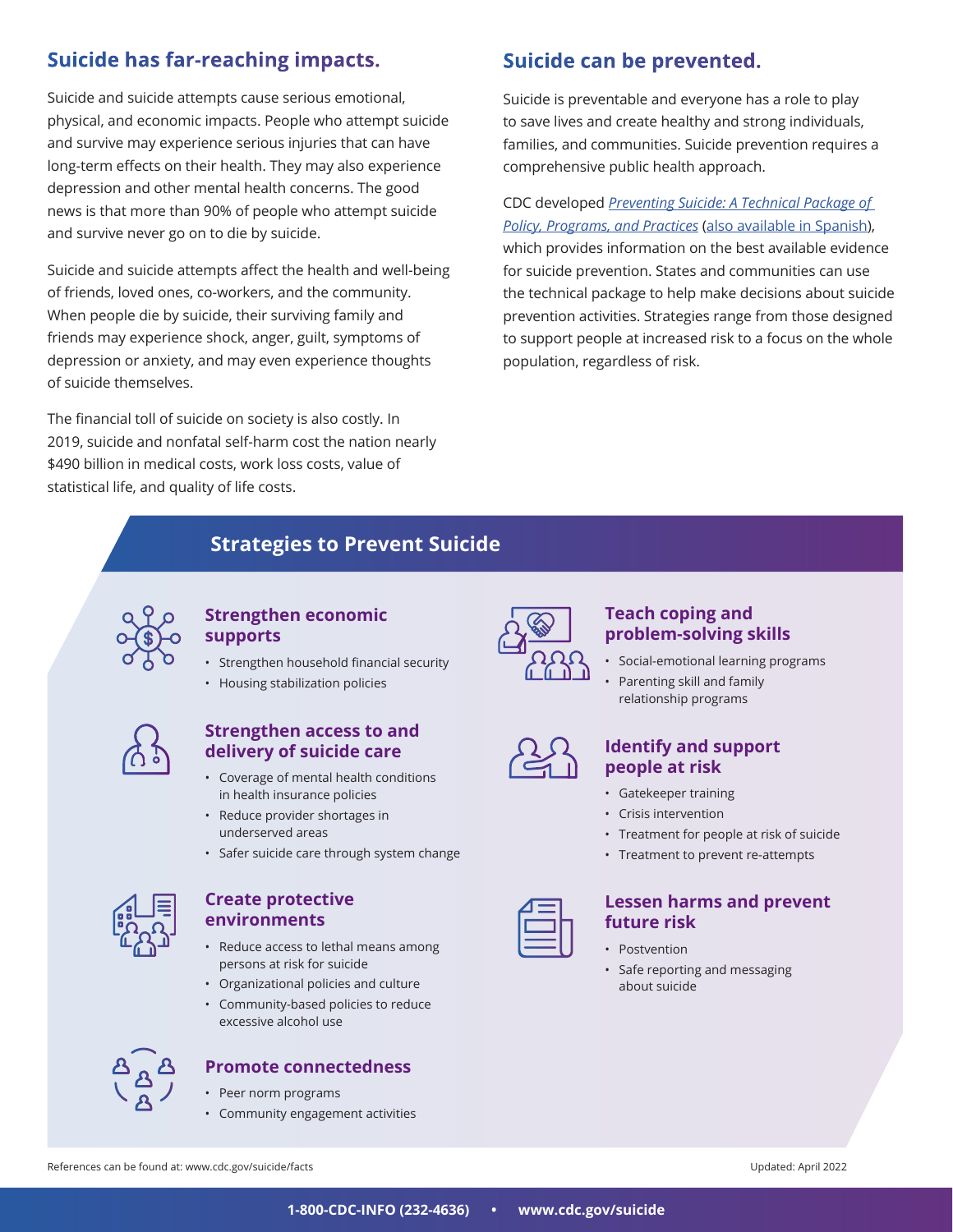## Suicide has far-reaching impacts.

Suicide and suicide attempts cause serious emotional, physical, and economic impacts. People who attempt suicide and survive may experience serious injuries that can have long-term effects on their health. They may also experience depression and other mental health concerns. The good news is that more than 90% of people who attempt suicide and survive never go on to die by suicide.

Suicide and suicide attempts affect the health and well-being of friends, loved ones, co-workers, and the community. When people die by suicide, their surviving family and friends may experience shock, anger, guilt, symptoms of depression or anxiety, and may even experience thoughts of suicide themselves.

The financial toll of suicide on society is also costly. In 2019, suicide and nonfatal self-harm cost the nation nearly $490 billion in medical costs, work loss costs, value of statistical life, and quality of life costs.

## Suicide can be prevented.

Suicide is preventable and everyone has a role to play to save lives and create healthy and strong individuals, families, and communities. Suicide prevention requires a comprehensive public health approach.

CDC developed *Preventing Suicide: A Technical Package of Policy, Programs, and Practices* (also available in Spanish), which provides information on the best available evidence for suicide prevention. States and communities can use the technical package to help make decisions about suicide prevention activities. Strategies range from those designed to support people at increased risk to a focus on the whole population, regardless of risk.

## Strategies to Prevent Suicide

### Strengthen economic supports

- Strengthen household financial security
- Housing stabilization policies

### Strengthen access to and delivery of suicide care

- Coverage of mental health conditions in health insurance policies
- Reduce provider shortages in underserved areas
- Safer suicide care through system change

### Create protective environments

- Reduce access to lethal means among persons at risk for suicide
- Organizational policies and culture
- Community-based policies to reduce excessive alcohol use

### Promote connectedness

- Peer norm programs
- Community engagement activities

### Teach coping and problem-solving skills

- Social-emotional learning programs
- Parenting skill and family relationship programs

### Identify and support people at risk

- Gatekeeper training
- Crisis intervention
- Treatment for people at risk of suicide
- Treatment to prevent re-attempts

### Lessen harms and prevent future risk

- Postvention
- Safe reporting and messaging about suicide

References can be found at: www.cdc.gov/suicide/facts

Updated: April 2022

**1-800-CDC-INFO (232-4636) • www.cdc.gov/suicide**